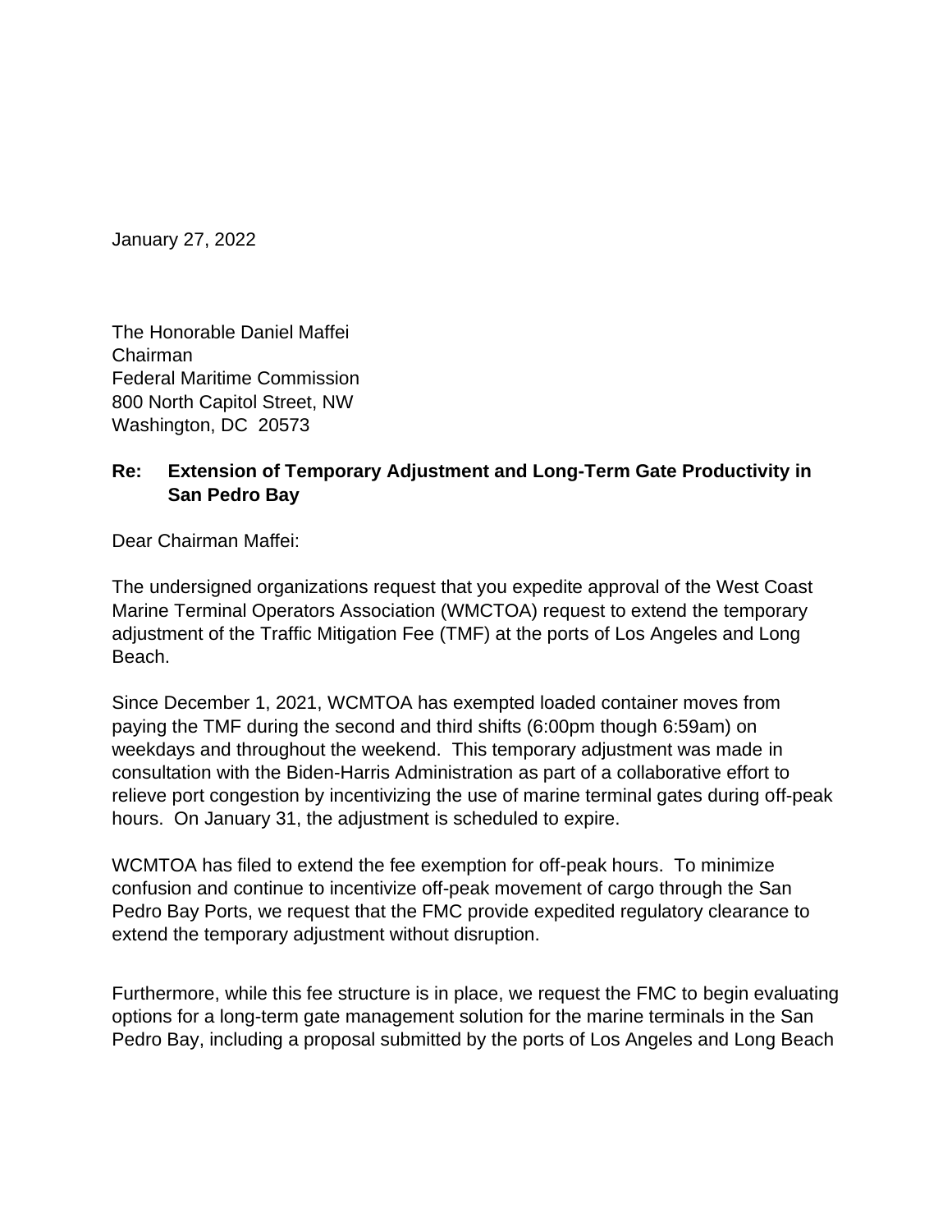January 27, 2022

The Honorable Daniel Maffei
Chairman
Federal Maritime Commission
800 North Capitol Street, NW
Washington, DC 20573

**Re: Extension of Temporary Adjustment and Long-Term Gate Productivity in San Pedro Bay**

Dear Chairman Maffei:

The undersigned organizations request that you expedite approval of the West Coast Marine Terminal Operators Association (WMCTOA) request to extend the temporary adjustment of the Traffic Mitigation Fee (TMF) at the ports of Los Angeles and Long Beach.

Since December 1, 2021, WCMTOA has exempted loaded container moves from paying the TMF during the second and third shifts (6:00pm though 6:59am) on weekdays and throughout the weekend. This temporary adjustment was made in consultation with the Biden-Harris Administration as part of a collaborative effort to relieve port congestion by incentivizing the use of marine terminal gates during off-peak hours. On January 31, the adjustment is scheduled to expire.

WCMTOA has filed to extend the fee exemption for off-peak hours. To minimize confusion and continue to incentivize off-peak movement of cargo through the San Pedro Bay Ports, we request that the FMC provide expedited regulatory clearance to extend the temporary adjustment without disruption.

Furthermore, while this fee structure is in place, we request the FMC to begin evaluating options for a long-term gate management solution for the marine terminals in the San Pedro Bay, including a proposal submitted by the ports of Los Angeles and Long Beach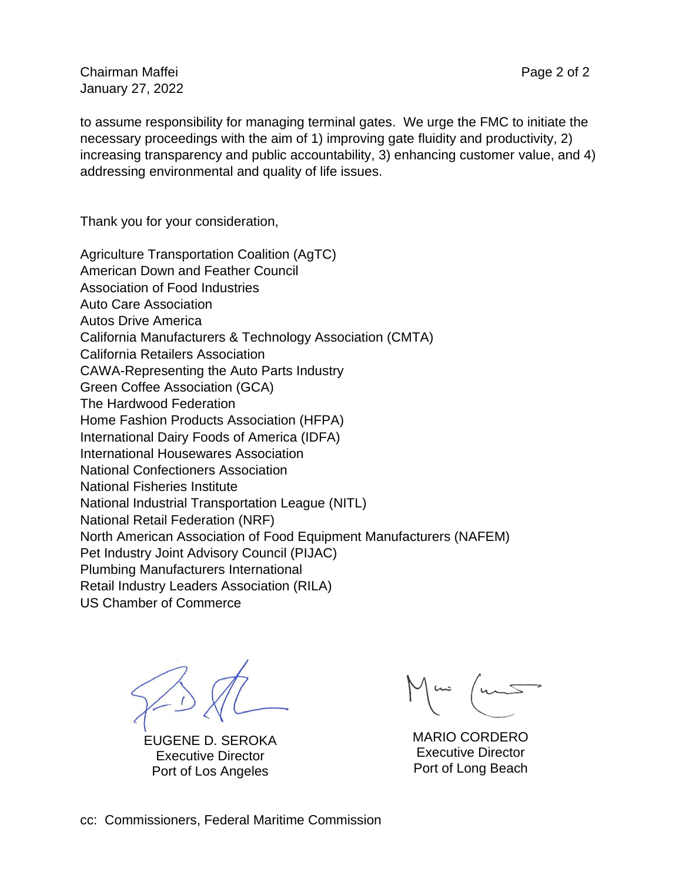to assume responsibility for managing terminal gates. We urge the FMC to initiate the necessary proceedings with the aim of 1) improving gate fluidity and productivity, 2) increasing transparency and public accountability, 3) enhancing customer value, and 4) addressing environmental and quality of life issues.

Thank you for your consideration,

Agriculture Transportation Coalition (AgTC)
American Down and Feather Council
Association of Food Industries
Auto Care Association
Autos Drive America
California Manufacturers & Technology Association (CMTA)
California Retailers Association
CAWA-Representing the Auto Parts Industry
Green Coffee Association (GCA)
The Hardwood Federation
Home Fashion Products Association (HFPA)
International Dairy Foods of America (IDFA)
International Housewares Association
National Confectioners Association
National Fisheries Institute
National Industrial Transportation League (NITL)
National Retail Federation (NRF)
North American Association of Food Equipment Manufacturers (NAFEM)
Pet Industry Joint Advisory Council (PIJAC)
Plumbing Manufacturers International
Retail Industry Leaders Association (RILA)
US Chamber of Commerce

EUGENE D. SEROKA
Executive Director
Port of Los Angeles

MARIO CORDERO
Executive Director
Port of Long Beach

cc: Commissioners, Federal Maritime Commission